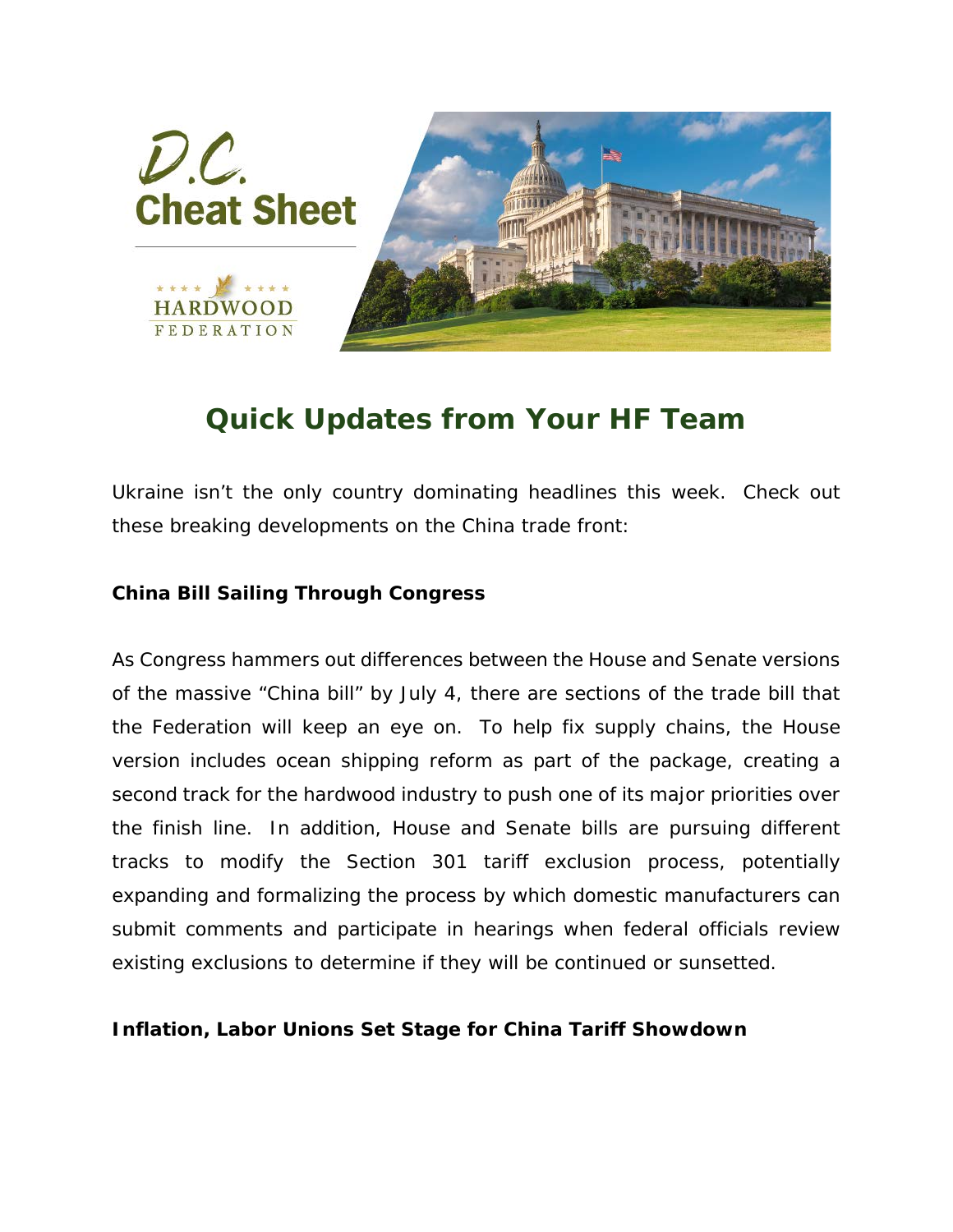# D.C. Cheat Sheet

HARDWOOD FEDERATION

## Quick Updates from Your HF Team

Ukraine isn't the only country dominating headlines this week. Check out these breaking developments on the China trade front:

**China Bill Sailing Through Congress**

As Congress hammers out differences between the House and Senate versions of the massive "China bill" by July 4, there are sections of the trade bill that the Federation will keep an eye on. To help fix supply chains, the House version includes ocean shipping reform as part of the package, creating a second track for the hardwood industry to push one of its major priorities over the finish line. In addition, House and Senate bills are pursuing different tracks to modify the Section 301 tariff exclusion process, potentially expanding and formalizing the process by which domestic manufacturers can submit comments and participate in hearings when federal officials review existing exclusions to determine if they will be continued or sunsetted.

**Inflation, Labor Unions Set Stage for China Tariff Showdown**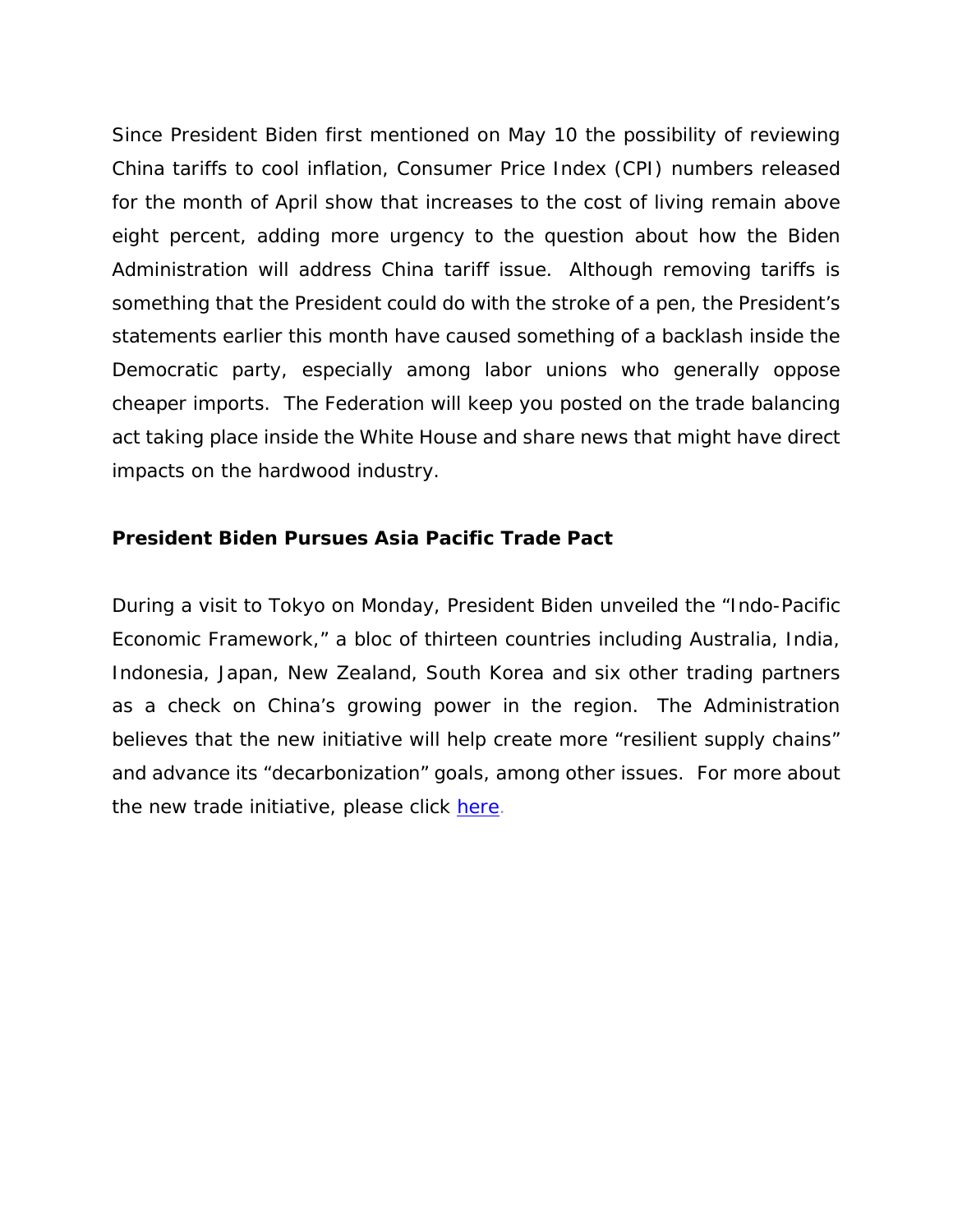Since President Biden first mentioned on May 10 the possibility of reviewing China tariffs to cool inflation, Consumer Price Index (CPI) numbers released for the month of April show that increases to the cost of living remain above eight percent, adding more urgency to the question about how the Biden Administration will address China tariff issue. Although removing tariffs is something that the President could do with the stroke of a pen, the President's statements earlier this month have caused something of a backlash inside the Democratic party, especially among labor unions who generally oppose cheaper imports. The Federation will keep you posted on the trade balancing act taking place inside the White House and share news that might have direct impacts on the hardwood industry.

**President Biden Pursues Asia Pacific Trade Pact**

During a visit to Tokyo on Monday, President Biden unveiled the "Indo-Pacific Economic Framework," a bloc of thirteen countries including Australia, India, Indonesia, Japan, New Zealand, South Korea and six other trading partners as a check on China's growing power in the region. The Administration believes that the new initiative will help create more "resilient supply chains" and advance its "decarbonization" goals, among other issues. For more about the new trade initiative, please click here.